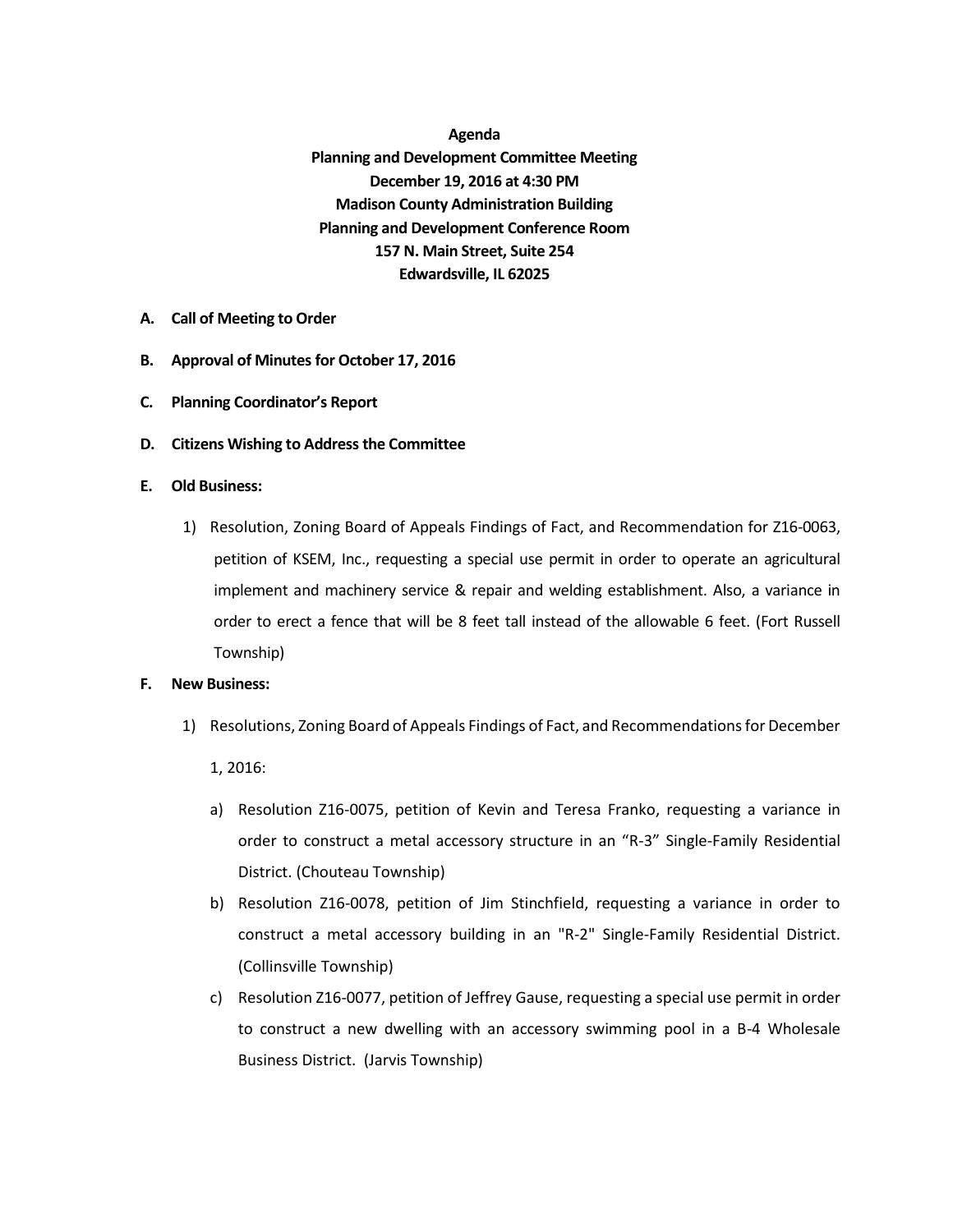**Agenda**
**Planning and Development Committee Meeting**
**December 19, 2016 at 4:30 PM**
**Madison County Administration Building**
**Planning and Development Conference Room**
**157 N. Main Street, Suite 254**
**Edwardsville, IL 62025**

**A. Call of Meeting to Order**

**B. Approval of Minutes for October 17, 2016**

**C. Planning Coordinator's Report**

**D. Citizens Wishing to Address the Committee**

**E. Old Business:**

1) Resolution, Zoning Board of Appeals Findings of Fact, and Recommendation for Z16-0063, petition of KSEM, Inc., requesting a special use permit in order to operate an agricultural implement and machinery service & repair and welding establishment. Also, a variance in order to erect a fence that will be 8 feet tall instead of the allowable 6 feet. (Fort Russell Township)

**F. New Business:**

1) Resolutions, Zoning Board of Appeals Findings of Fact, and Recommendations for December 1, 2016:

   a) Resolution Z16-0075, petition of Kevin and Teresa Franko, requesting a variance in order to construct a metal accessory structure in an "R-3" Single-Family Residential District. (Chouteau Township)

   b) Resolution Z16-0078, petition of Jim Stinchfield, requesting a variance in order to construct a metal accessory building in an "R-2" Single-Family Residential District. (Collinsville Township)

   c) Resolution Z16-0077, petition of Jeffrey Gause, requesting a special use permit in order to construct a new dwelling with an accessory swimming pool in a B-4 Wholesale Business District. (Jarvis Township)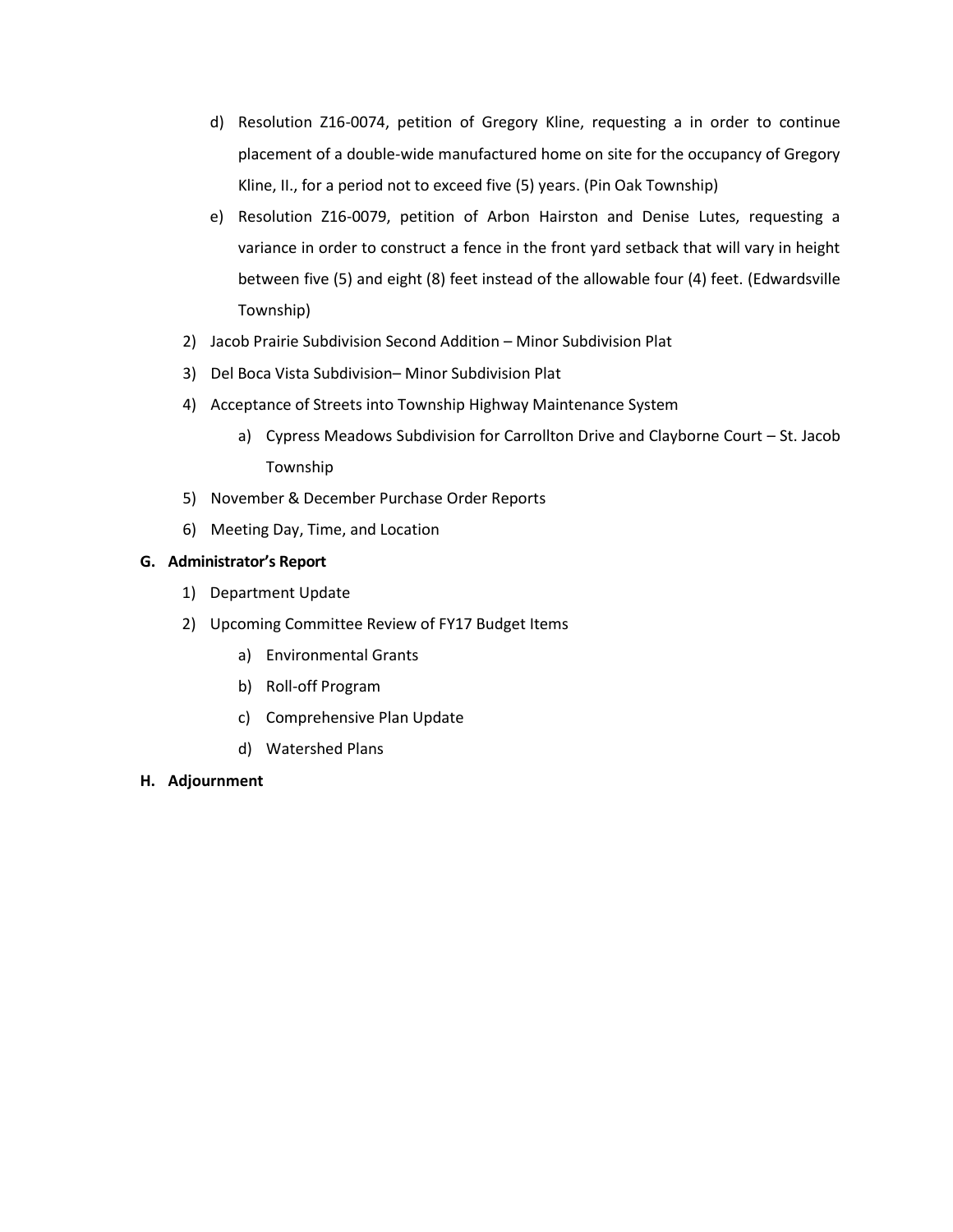d) Resolution Z16-0074, petition of Gregory Kline, requesting a in order to continue placement of a double-wide manufactured home on site for the occupancy of Gregory Kline, II., for a period not to exceed five (5) years. (Pin Oak Township)

e) Resolution Z16-0079, petition of Arbon Hairston and Denise Lutes, requesting a variance in order to construct a fence in the front yard setback that will vary in height between five (5) and eight (8) feet instead of the allowable four (4) feet. (Edwardsville Township)

2) Jacob Prairie Subdivision Second Addition – Minor Subdivision Plat

3) Del Boca Vista Subdivision– Minor Subdivision Plat

4) Acceptance of Streets into Township Highway Maintenance System

   a) Cypress Meadows Subdivision for Carrollton Drive and Clayborne Court – St. Jacob Township

5) November & December Purchase Order Reports

6) Meeting Day, Time, and Location

**G. Administrator's Report**

1) Department Update

2) Upcoming Committee Review of FY17 Budget Items

   a) Environmental Grants

   b) Roll-off Program

   c) Comprehensive Plan Update

   d) Watershed Plans

**H. Adjournment**